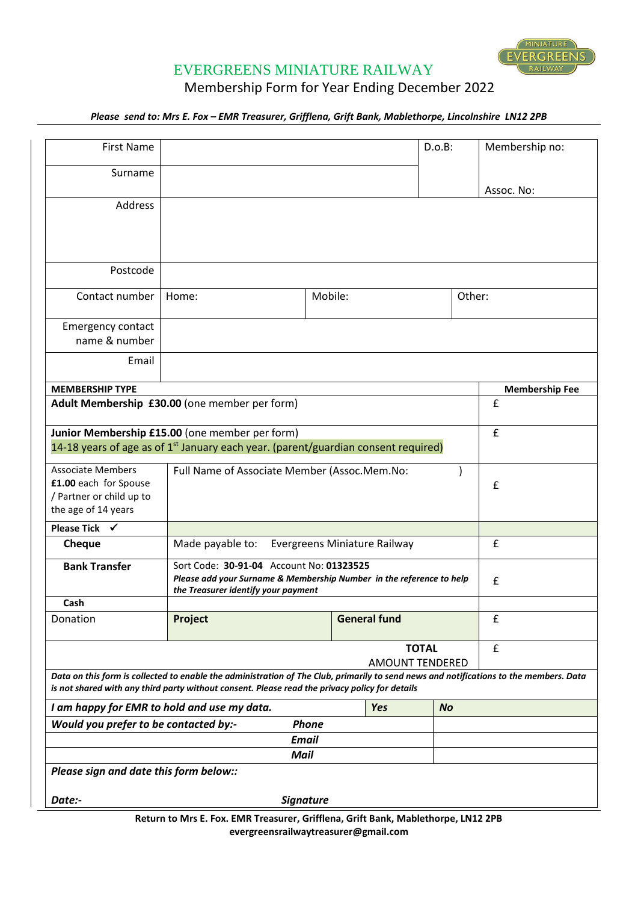# EVERGREENS MINIATURE RAILWAY

## Membership Form for Year Ending December 2022

***Please send to: Mrs E. Fox – EMR Treasurer, Grifflena, Grift Bank, Mablethorpe, Lincolnshire LN12 2PB***

| | | | | |
|---|---|---|---|---|
| First Name | | | D.o.B: | Membership no: |
| Surname | | | | Assoc. No: |
| Address | | | | |
| Postcode | | | | |
| Contact number | Home: | Mobile: | Other: | |
| Emergency contact name & number | | | | |
| Email | | | | |

| **MEMBERSHIP TYPE** | | | **Membership Fee** |
|---|---|---|---|
| **Adult Membership £30.00** (one member per form) | | | £ |
| **Junior Membership £15.00** (one member per form)<br>14-18 years of age as of 1st January each year. (parent/guardian consent required) | | | £ |
| Associate Members **£1.00** each for Spouse / Partner or child up to the age of 14 years | Full Name of Associate Member (Assoc.Mem.No: ) | | £ |
| **Please Tick ✓** | | | |
| **Cheque** | Made payable to: Evergreens Miniature Railway | | £ |
| **Bank Transfer** | Sort Code: **30-91-04** Account No: **01323525**<br>***Please add your Surname & Membership Number in the reference to help the Treasurer identify your payment*** | | £ |
| **Cash** | | | |
| Donation | **Project** | **General fund** | £ |
| | | **TOTAL**<br>AMOUNT TENDERED | £ |

***Data on this form is collected to enable the administration of The Club, primarily to send news and notifications to the members. Data is not shared with any third party without consent. Please read the privacy policy for details***

| | | | |
|---|---|---|---|
| ***I am happy for EMR to hold and use my data.*** | | ***Yes*** | ***No*** |
| ***Would you prefer to be contacted by:-*** | ***Phone*** | | |
| | ***Email*** | | |
| | ***Mail*** | | |

***Please sign and date this form below::***

***Date:-*** ***Signature***

**Return to Mrs E. Fox. EMR Treasurer, Grifflena, Grift Bank, Mablethorpe, LN12 2PB**
**evergreensrailwaytreasurer@gmail.com**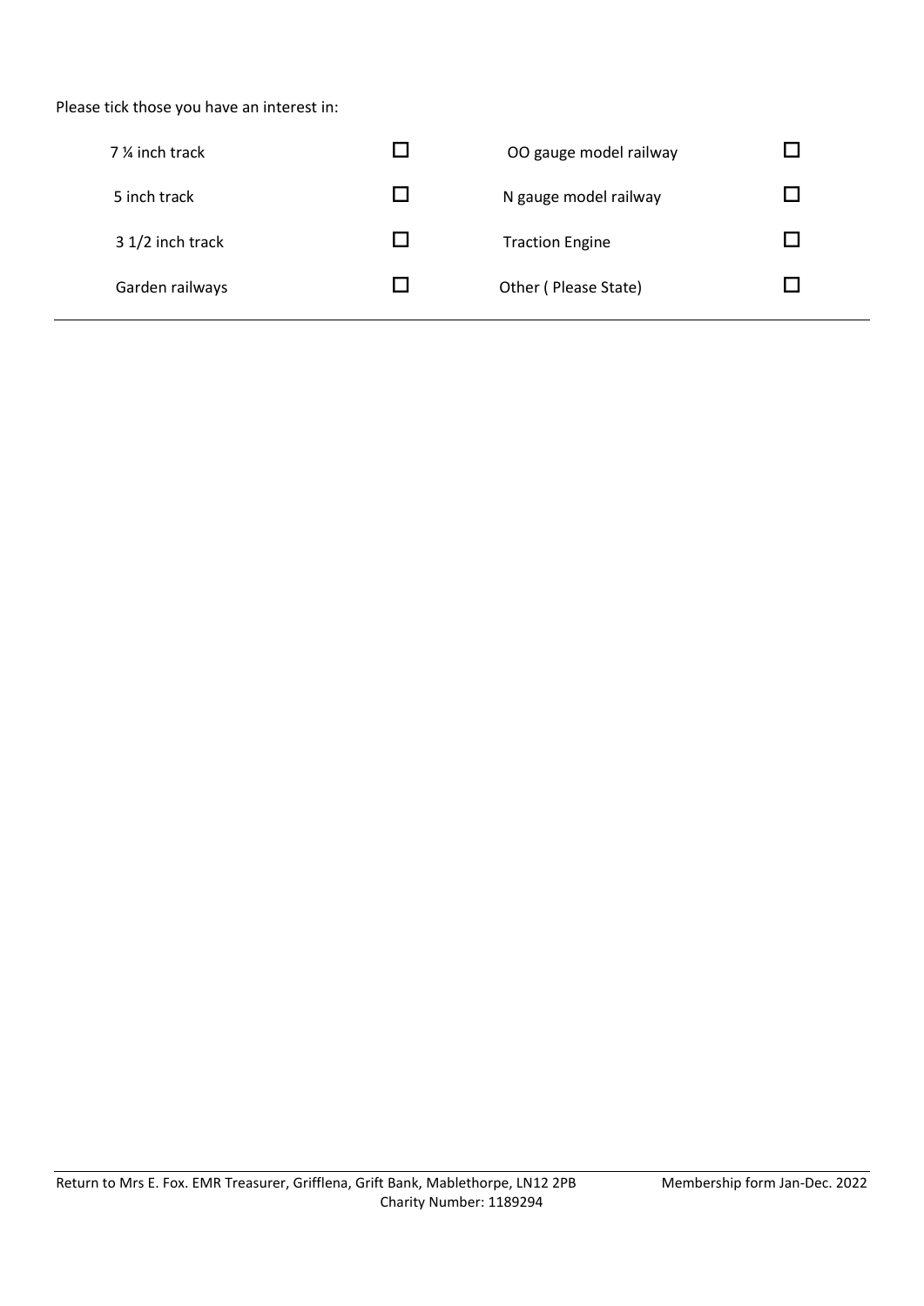Please tick those you have an interest in:

| | | | |
|---|---|---|---|
| 7 ¼ inch track | ☐ | OO gauge model railway | ☐ |
| 5 inch track | ☐ | N gauge model railway | ☐ |
| 3 1/2 inch track | ☐ | Traction Engine | ☐ |
| Garden railways | ☐ | Other ( Please State) | ☐ |

---

Return to Mrs E. Fox. EMR Treasurer, Grifflena, Grift Bank, Mablethorpe, LN12 2PB    Membership form Jan-Dec. 2022

Charity Number: 1189294